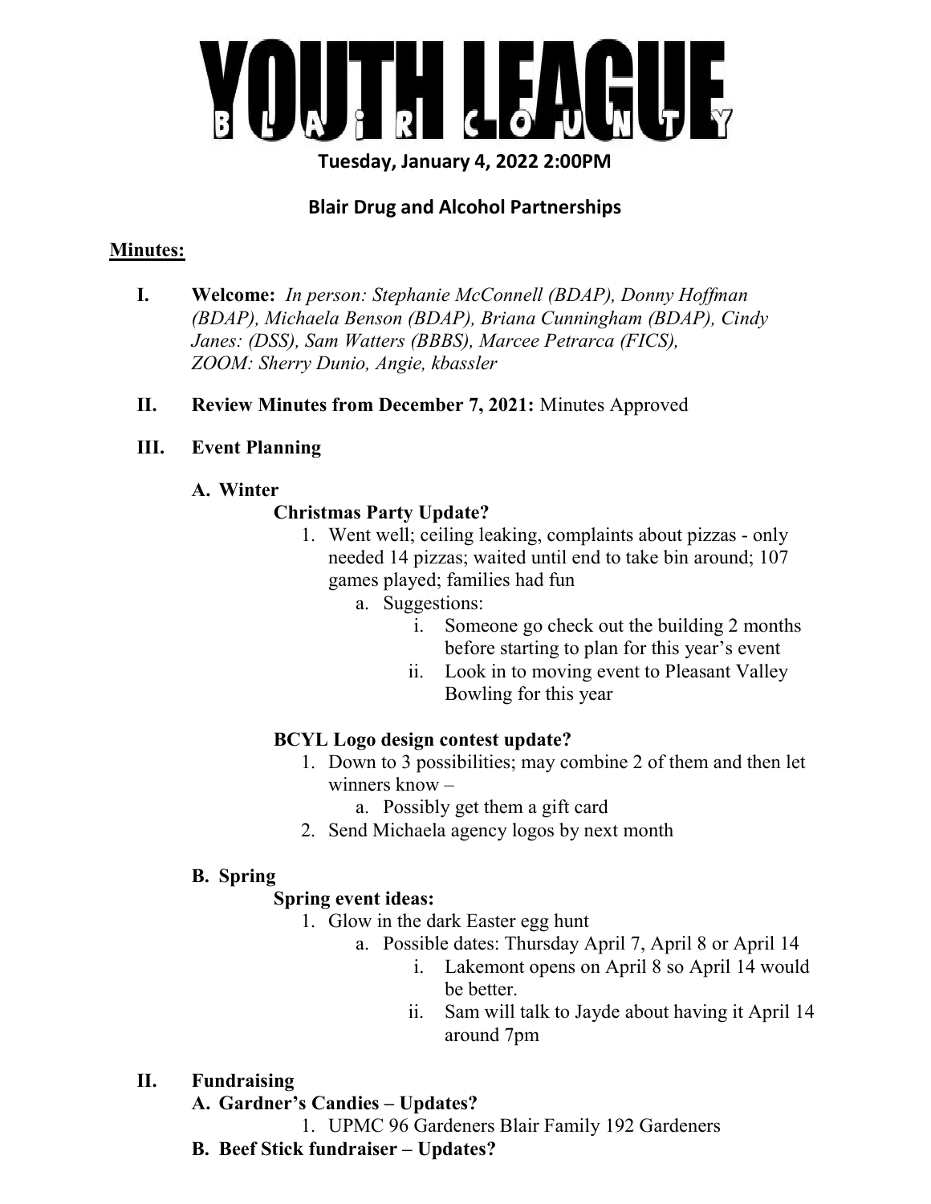# YOUTH LEAGUE BLAIR COUNTY

**Tuesday, January 4, 2022 2:00PM**

**Blair Drug and Alcohol Partnerships**

**Minutes:**

**I. Welcome:** *In person: Stephanie McConnell (BDAP), Donny Hoffman (BDAP), Michaela Benson (BDAP), Briana Cunningham (BDAP), Cindy Janes: (DSS), Sam Watters (BBBS), Marcee Petrarca (FICS), ZOOM: Sherry Dunio, Angie, kbassler*

**II. Review Minutes from December 7, 2021:** Minutes Approved

**III. Event Planning**

**A. Winter**

**Christmas Party Update?**

1. Went well; ceiling leaking, complaints about pizzas - only needed 14 pizzas; waited until end to take bin around; 107 games played; families had fun
   a. Suggestions:
      i. Someone go check out the building 2 months before starting to plan for this year's event
      ii. Look in to moving event to Pleasant Valley Bowling for this year

**BCYL Logo design contest update?**

1. Down to 3 possibilities; may combine 2 of them and then let winners know –
   a. Possibly get them a gift card
2. Send Michaela agency logos by next month

**B. Spring**

**Spring event ideas:**

1. Glow in the dark Easter egg hunt
   a. Possible dates: Thursday April 7, April 8 or April 14
      i. Lakemont opens on April 8 so April 14 would be better.
      ii. Sam will talk to Jayde about having it April 14 around 7pm

**II. Fundraising**

**A. Gardner's Candies – Updates?**

1. UPMC 96 Gardeners Blair Family 192 Gardeners

**B. Beef Stick fundraiser – Updates?**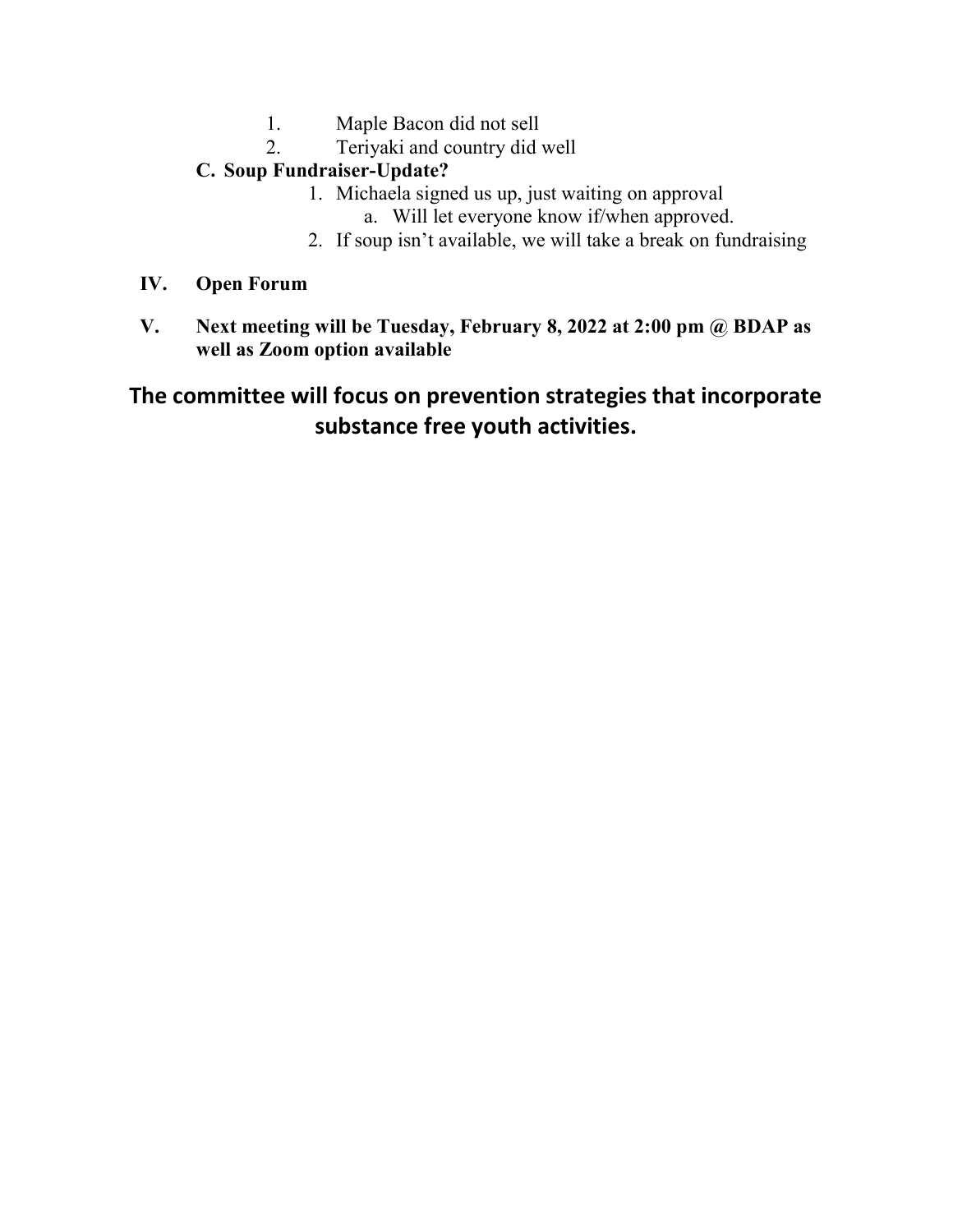1. Maple Bacon did not sell
2. Teriyaki and country did well

**C. Soup Fundraiser-Update?**

1. Michaela signed us up, just waiting on approval
    a. Will let everyone know if/when approved.
2. If soup isn't available, we will take a break on fundraising

**IV. Open Forum**

**V. Next meeting will be Tuesday, February 8, 2022 at 2:00 pm @ BDAP as well as Zoom option available**

## The committee will focus on prevention strategies that incorporate substance free youth activities.